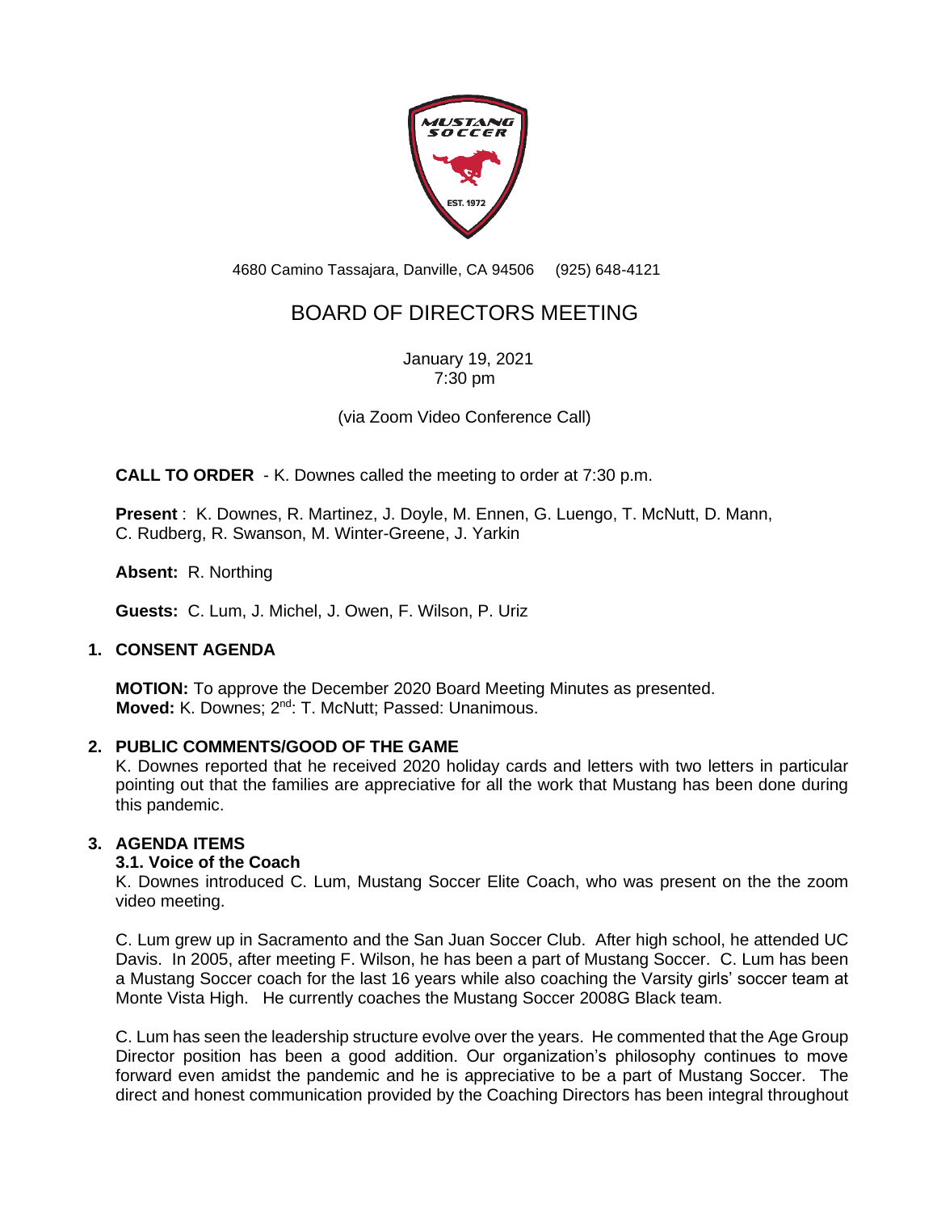4680 Camino Tassajara, Danville, CA 94506 (925) 648-4121

# BOARD OF DIRECTORS MEETING

January 19, 2021
7:30 pm

(via Zoom Video Conference Call)

**CALL TO ORDER** - K. Downes called the meeting to order at 7:30 p.m.

**Present** : K. Downes, R. Martinez, J. Doyle, M. Ennen, G. Luengo, T. McNutt, D. Mann, C. Rudberg, R. Swanson, M. Winter-Greene, J. Yarkin

**Absent:** R. Northing

**Guests:** C. Lum, J. Michel, J. Owen, F. Wilson, P. Uriz

## 1. CONSENT AGENDA

**MOTION:** To approve the December 2020 Board Meeting Minutes as presented.
**Moved:** K. Downes; 2nd: T. McNutt; Passed: Unanimous.

## 2. PUBLIC COMMENTS/GOOD OF THE GAME

K. Downes reported that he received 2020 holiday cards and letters with two letters in particular pointing out that the families are appreciative for all the work that Mustang has been done during this pandemic.

## 3. AGENDA ITEMS

### 3.1. Voice of the Coach

K. Downes introduced C. Lum, Mustang Soccer Elite Coach, who was present on the the zoom video meeting.

C. Lum grew up in Sacramento and the San Juan Soccer Club. After high school, he attended UC Davis. In 2005, after meeting F. Wilson, he has been a part of Mustang Soccer. C. Lum has been a Mustang Soccer coach for the last 16 years while also coaching the Varsity girls' soccer team at Monte Vista High. He currently coaches the Mustang Soccer 2008G Black team.

C. Lum has seen the leadership structure evolve over the years. He commented that the Age Group Director position has been a good addition. Our organization's philosophy continues to move forward even amidst the pandemic and he is appreciative to be a part of Mustang Soccer. The direct and honest communication provided by the Coaching Directors has been integral throughout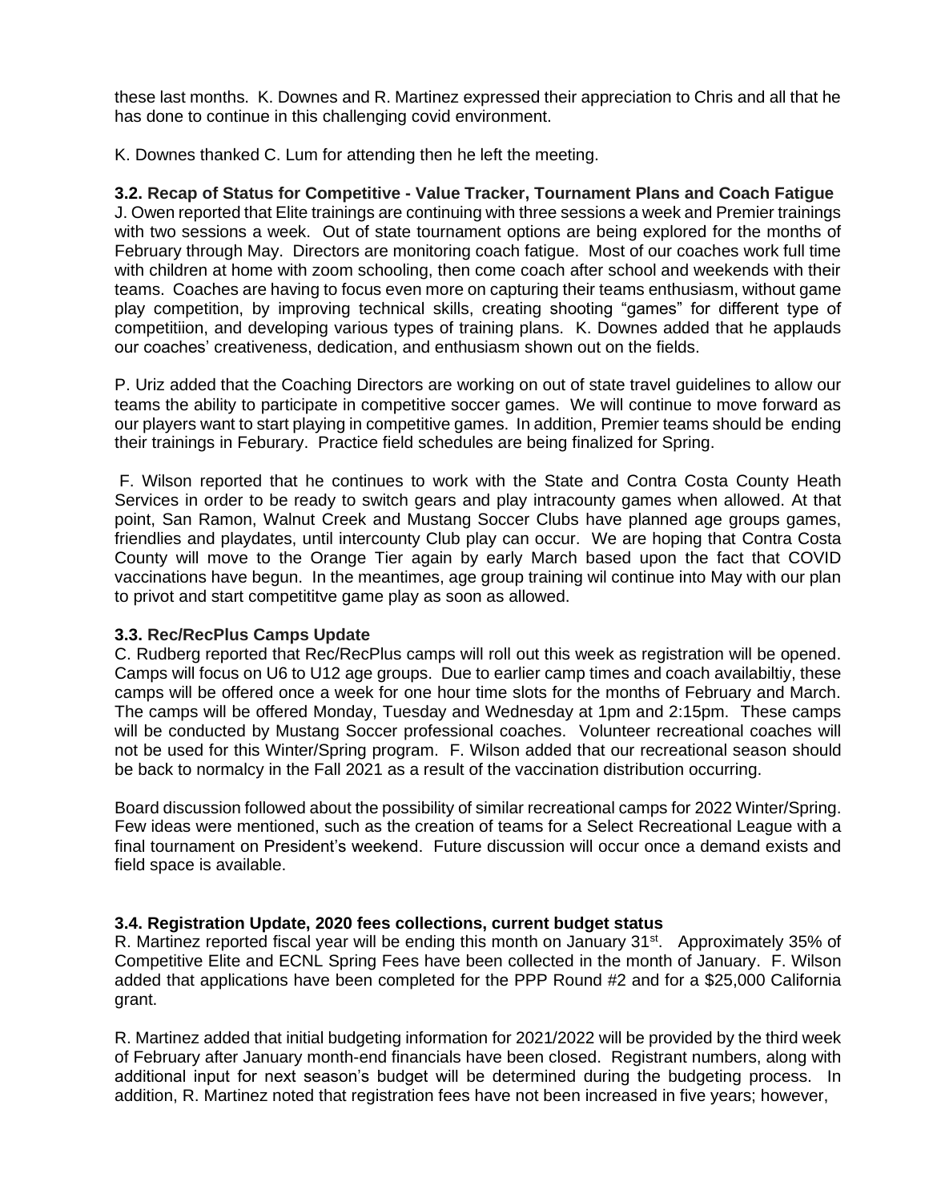these last months. K. Downes and R. Martinez expressed their appreciation to Chris and all that he has done to continue in this challenging covid environment.

K. Downes thanked C. Lum for attending then he left the meeting.

**3.2. Recap of Status for Competitive - Value Tracker, Tournament Plans and Coach Fatigue**
J. Owen reported that Elite trainings are continuing with three sessions a week and Premier trainings with two sessions a week. Out of state tournament options are being explored for the months of February through May. Directors are monitoring coach fatigue. Most of our coaches work full time with children at home with zoom schooling, then come coach after school and weekends with their teams. Coaches are having to focus even more on capturing their teams enthusiasm, without game play competition, by improving technical skills, creating shooting "games" for different type of competitiion, and developing various types of training plans. K. Downes added that he applauds our coaches' creativeness, dedication, and enthusiasm shown out on the fields.

P. Uriz added that the Coaching Directors are working on out of state travel guidelines to allow our teams the ability to participate in competitive soccer games. We will continue to move forward as our players want to start playing in competitive games. In addition, Premier teams should be ending their trainings in Feburary. Practice field schedules are being finalized for Spring.

F. Wilson reported that he continues to work with the State and Contra Costa County Heath Services in order to be ready to switch gears and play intracounty games when allowed. At that point, San Ramon, Walnut Creek and Mustang Soccer Clubs have planned age groups games, friendlies and playdates, until intercounty Club play can occur. We are hoping that Contra Costa County will move to the Orange Tier again by early March based upon the fact that COVID vaccinations have begun. In the meantimes, age group training wil continue into May with our plan to privot and start competititve game play as soon as allowed.

**3.3. Rec/RecPlus Camps Update**
C. Rudberg reported that Rec/RecPlus camps will roll out this week as registration will be opened. Camps will focus on U6 to U12 age groups. Due to earlier camp times and coach availabiltiy, these camps will be offered once a week for one hour time slots for the months of February and March. The camps will be offered Monday, Tuesday and Wednesday at 1pm and 2:15pm. These camps will be conducted by Mustang Soccer professional coaches. Volunteer recreational coaches will not be used for this Winter/Spring program. F. Wilson added that our recreational season should be back to normalcy in the Fall 2021 as a result of the vaccination distribution occurring.

Board discussion followed about the possibility of similar recreational camps for 2022 Winter/Spring. Few ideas were mentioned, such as the creation of teams for a Select Recreational League with a final tournament on President's weekend. Future discussion will occur once a demand exists and field space is available.

**3.4. Registration Update, 2020 fees collections, current budget status**
R. Martinez reported fiscal year will be ending this month on January 31st. Approximately 35% of Competitive Elite and ECNL Spring Fees have been collected in the month of January. F. Wilson added that applications have been completed for the PPP Round #2 and for a $25,000 California grant.

R. Martinez added that initial budgeting information for 2021/2022 will be provided by the third week of February after January month-end financials have been closed. Registrant numbers, along with additional input for next season's budget will be determined during the budgeting process. In addition, R. Martinez noted that registration fees have not been increased in five years; however,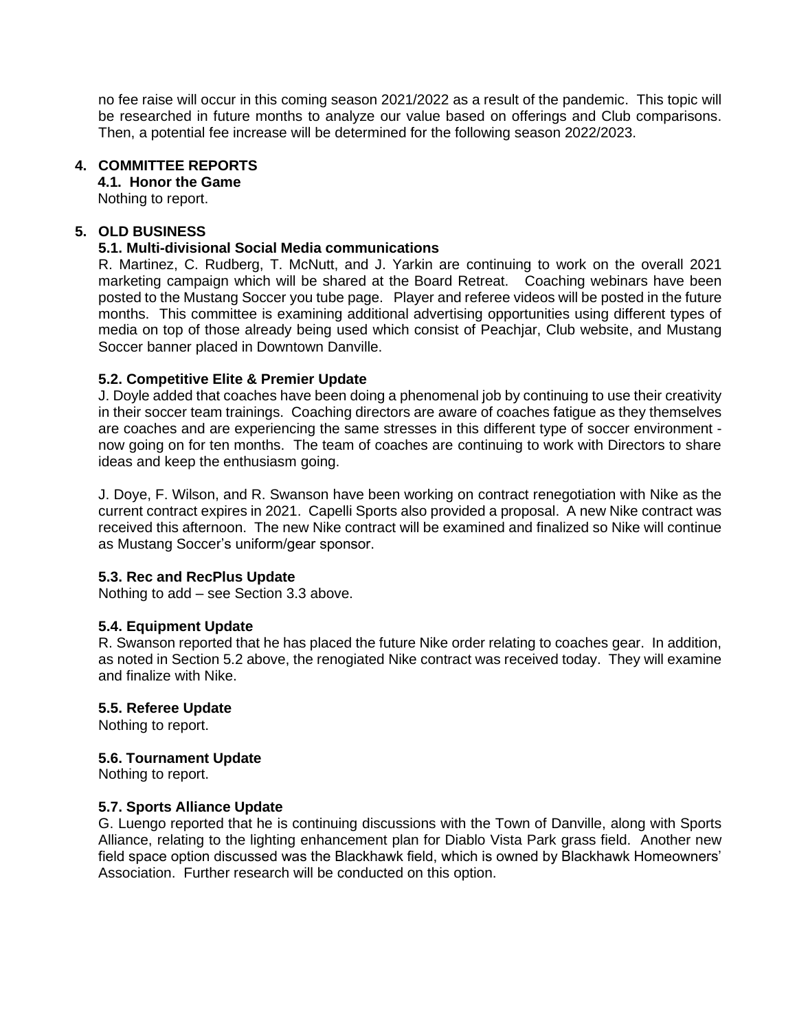no fee raise will occur in this coming season 2021/2022 as a result of the pandemic. This topic will be researched in future months to analyze our value based on offerings and Club comparisons. Then, a potential fee increase will be determined for the following season 2022/2023.

## 4. COMMITTEE REPORTS

### 4.1. Honor the Game

Nothing to report.

## 5. OLD BUSINESS

### 5.1. Multi-divisional Social Media communications

R. Martinez, C. Rudberg, T. McNutt, and J. Yarkin are continuing to work on the overall 2021 marketing campaign which will be shared at the Board Retreat. Coaching webinars have been posted to the Mustang Soccer you tube page. Player and referee videos will be posted in the future months. This committee is examining additional advertising opportunities using different types of media on top of those already being used which consist of Peachjar, Club website, and Mustang Soccer banner placed in Downtown Danville.

### 5.2. Competitive Elite & Premier Update

J. Doyle added that coaches have been doing a phenomenal job by continuing to use their creativity in their soccer team trainings. Coaching directors are aware of coaches fatigue as they themselves are coaches and are experiencing the same stresses in this different type of soccer environment - now going on for ten months. The team of coaches are continuing to work with Directors to share ideas and keep the enthusiasm going.

J. Doye, F. Wilson, and R. Swanson have been working on contract renegotiation with Nike as the current contract expires in 2021. Capelli Sports also provided a proposal. A new Nike contract was received this afternoon. The new Nike contract will be examined and finalized so Nike will continue as Mustang Soccer's uniform/gear sponsor.

### 5.3. Rec and RecPlus Update

Nothing to add – see Section 3.3 above.

### 5.4. Equipment Update

R. Swanson reported that he has placed the future Nike order relating to coaches gear. In addition, as noted in Section 5.2 above, the renogiated Nike contract was received today. They will examine and finalize with Nike.

### 5.5. Referee Update

Nothing to report.

### 5.6. Tournament Update

Nothing to report.

### 5.7. Sports Alliance Update

G. Luengo reported that he is continuing discussions with the Town of Danville, along with Sports Alliance, relating to the lighting enhancement plan for Diablo Vista Park grass field. Another new field space option discussed was the Blackhawk field, which is owned by Blackhawk Homeowners' Association. Further research will be conducted on this option.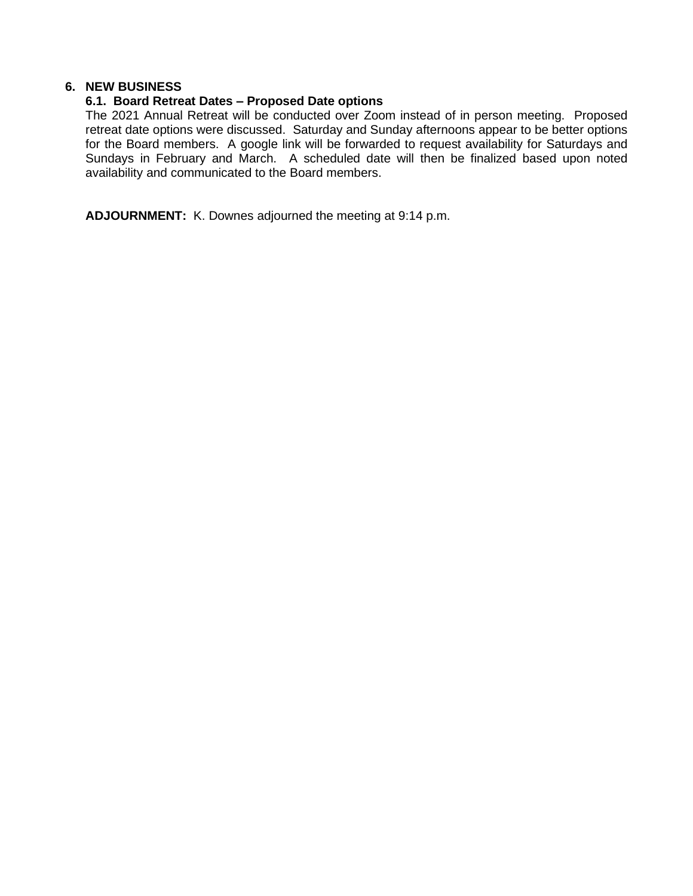## 6. NEW BUSINESS

### 6.1. Board Retreat Dates – Proposed Date options

The 2021 Annual Retreat will be conducted over Zoom instead of in person meeting. Proposed retreat date options were discussed. Saturday and Sunday afternoons appear to be better options for the Board members. A google link will be forwarded to request availability for Saturdays and Sundays in February and March. A scheduled date will then be finalized based upon noted availability and communicated to the Board members.

**ADJOURNMENT:** K. Downes adjourned the meeting at 9:14 p.m.